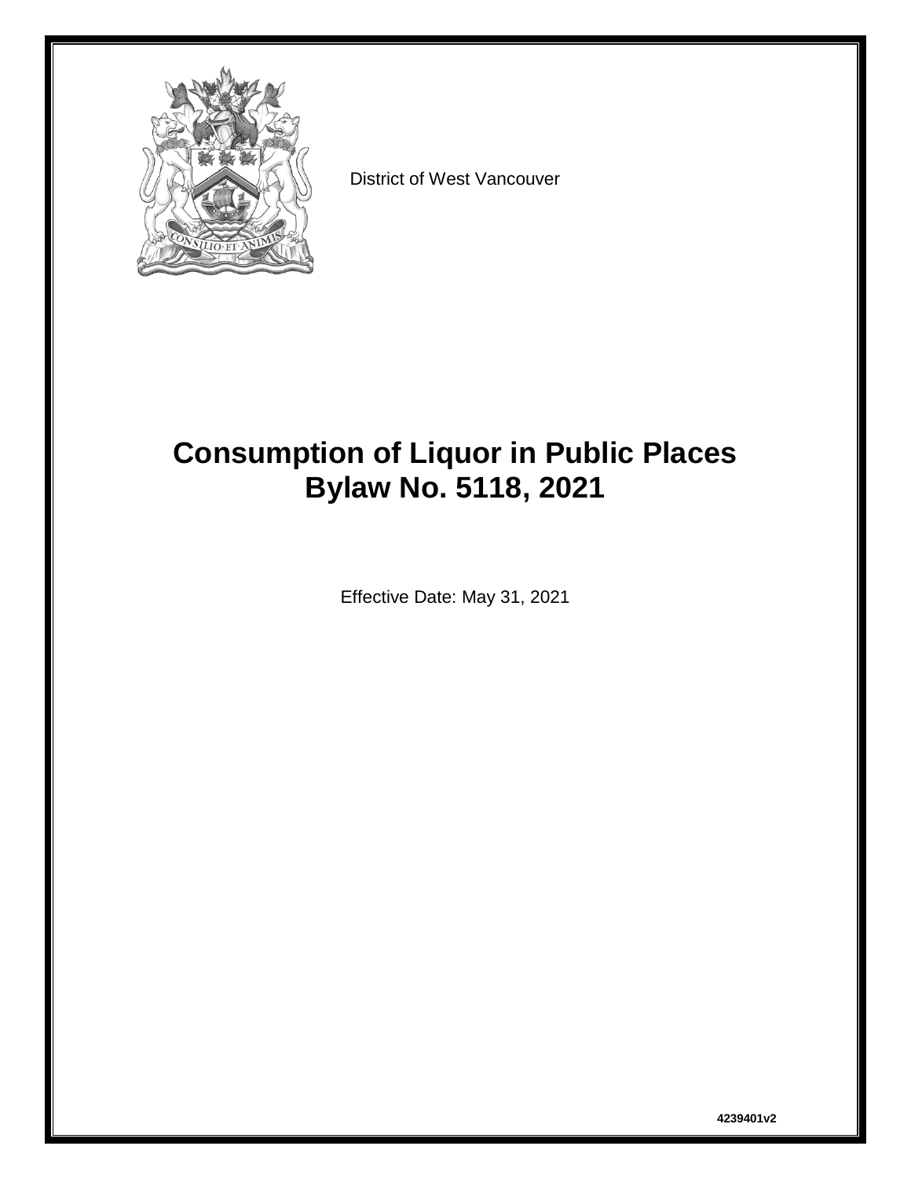District of West Vancouver

# Consumption of Liquor in Public Places Bylaw No. 5118, 2021

Effective Date: May 31, 2021

4239401v2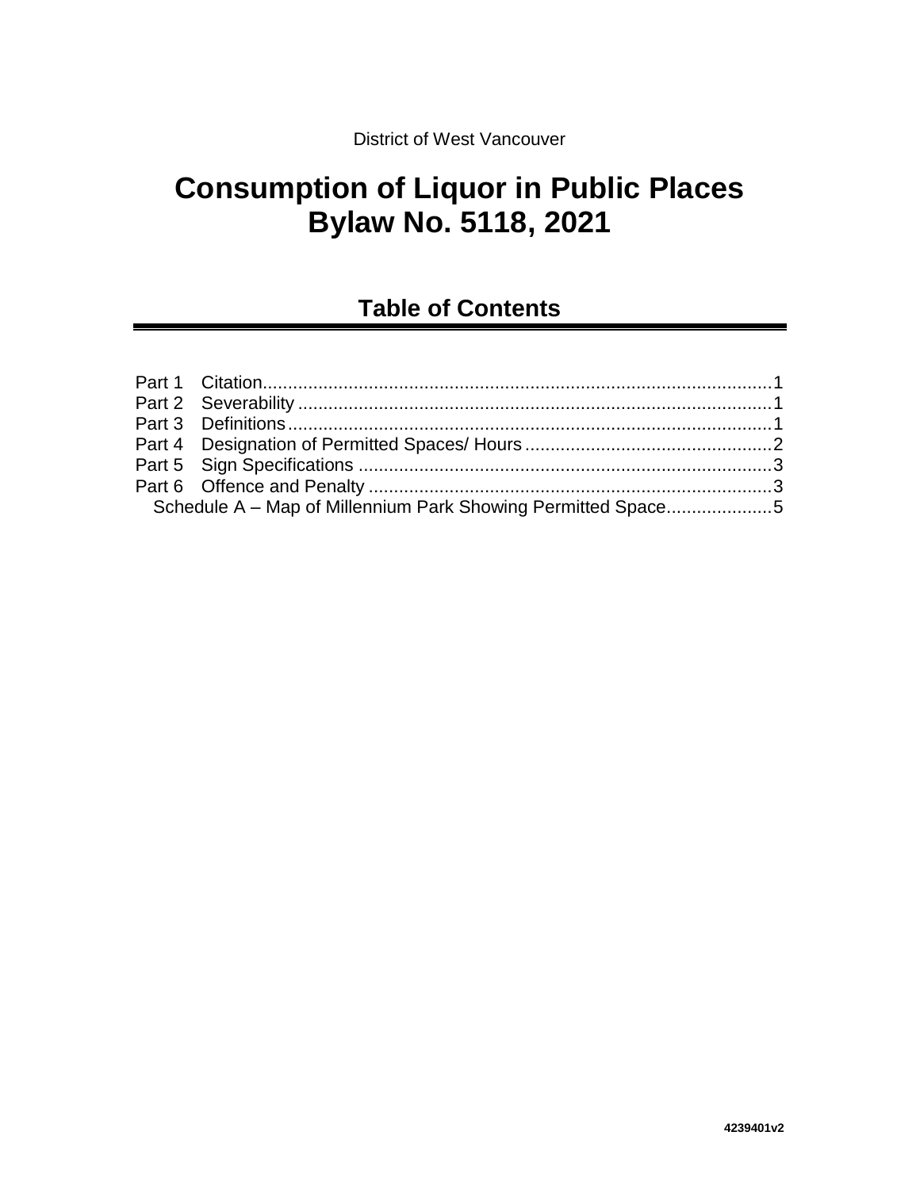District of West Vancouver

# Consumption of Liquor in Public Places Bylaw No. 5118, 2021

## Table of Contents

Part 1 Citation....................................................................................................1
Part 2 Severability .............................................................................................1
Part 3 Definitions...............................................................................................1
Part 4 Designation of Permitted Spaces/ Hours ................................................2
Part 5 Sign Specifications .................................................................................3
Part 6 Offence and Penalty ................................................................................3
Schedule A – Map of Millennium Park Showing Permitted Space.....................5

4239401v2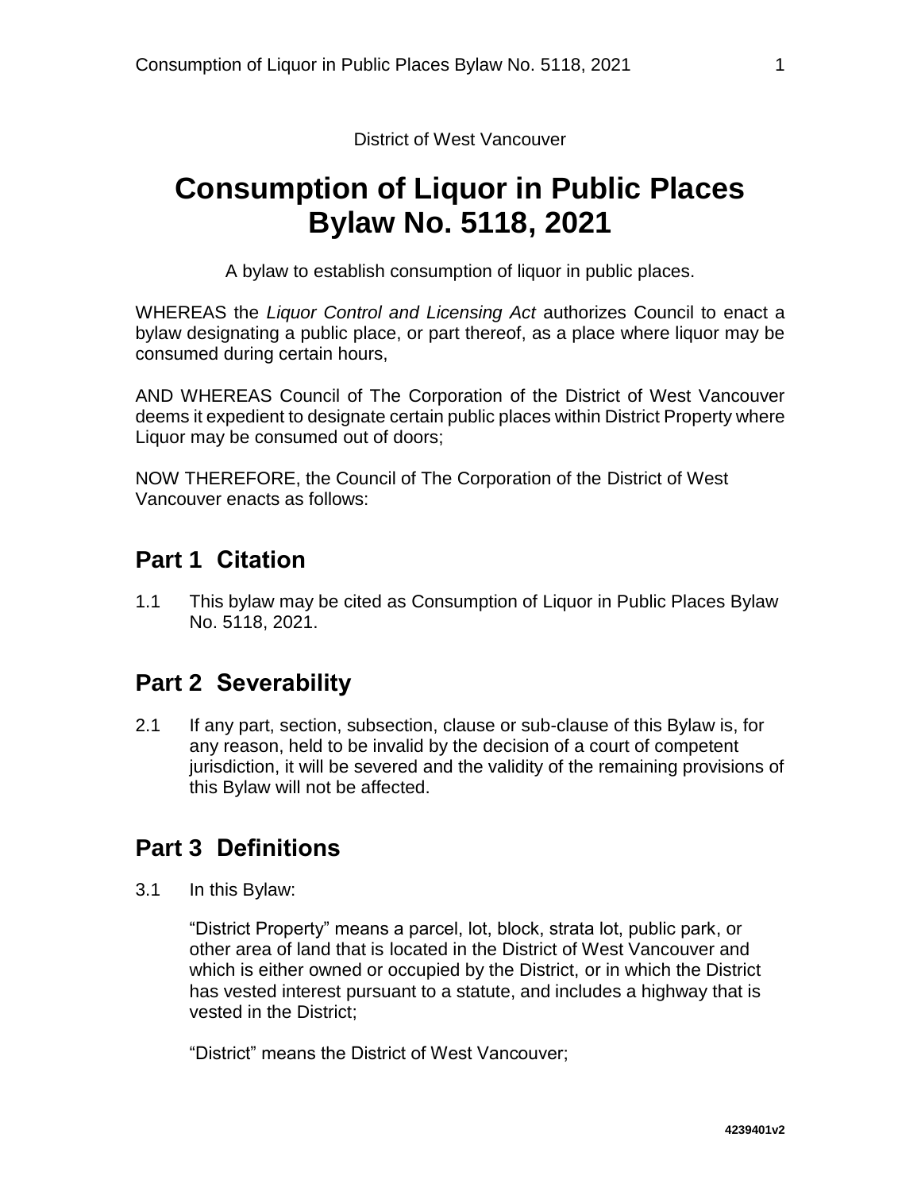District of West Vancouver

# Consumption of Liquor in Public Places Bylaw No. 5118, 2021

A bylaw to establish consumption of liquor in public places.

WHEREAS the *Liquor Control and Licensing Act* authorizes Council to enact a bylaw designating a public place, or part thereof, as a place where liquor may be consumed during certain hours,

AND WHEREAS Council of The Corporation of the District of West Vancouver deems it expedient to designate certain public places within District Property where Liquor may be consumed out of doors;

NOW THEREFORE, the Council of The Corporation of the District of West Vancouver enacts as follows:

## Part 1 Citation

1.1 This bylaw may be cited as Consumption of Liquor in Public Places Bylaw No. 5118, 2021.

## Part 2 Severability

2.1 If any part, section, subsection, clause or sub-clause of this Bylaw is, for any reason, held to be invalid by the decision of a court of competent jurisdiction, it will be severed and the validity of the remaining provisions of this Bylaw will not be affected.

## Part 3 Definitions

3.1 In this Bylaw:

"District Property" means a parcel, lot, block, strata lot, public park, or other area of land that is located in the District of West Vancouver and which is either owned or occupied by the District, or in which the District has vested interest pursuant to a statute, and includes a highway that is vested in the District;

"District" means the District of West Vancouver;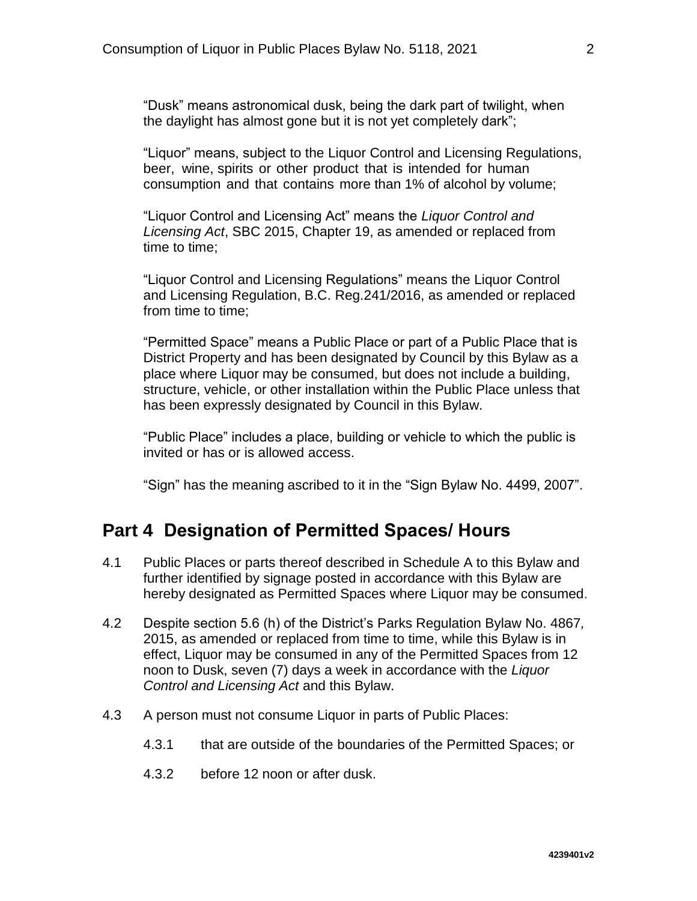"Dusk" means astronomical dusk, being the dark part of twilight, when the daylight has almost gone but it is not yet completely dark";

"Liquor" means, subject to the Liquor Control and Licensing Regulations, beer, wine, spirits or other product that is intended for human consumption and that contains more than 1% of alcohol by volume;

"Liquor Control and Licensing Act" means the *Liquor Control and Licensing Act*, SBC 2015, Chapter 19, as amended or replaced from time to time;

"Liquor Control and Licensing Regulations" means the Liquor Control and Licensing Regulation, B.C. Reg.241/2016, as amended or replaced from time to time;

"Permitted Space" means a Public Place or part of a Public Place that is District Property and has been designated by Council by this Bylaw as a place where Liquor may be consumed, but does not include a building, structure, vehicle, or other installation within the Public Place unless that has been expressly designated by Council in this Bylaw.

"Public Place" includes a place, building or vehicle to which the public is invited or has or is allowed access.

"Sign" has the meaning ascribed to it in the "Sign Bylaw No. 4499, 2007".

## Part 4 Designation of Permitted Spaces/ Hours

4.1 Public Places or parts thereof described in Schedule A to this Bylaw and further identified by signage posted in accordance with this Bylaw are hereby designated as Permitted Spaces where Liquor may be consumed.

4.2 Despite section 5.6 (h) of the District's Parks Regulation Bylaw No. 4867, 2015, as amended or replaced from time to time, while this Bylaw is in effect, Liquor may be consumed in any of the Permitted Spaces from 12 noon to Dusk, seven (7) days a week in accordance with the *Liquor Control and Licensing Act* and this Bylaw.

4.3 A person must not consume Liquor in parts of Public Places:

4.3.1 that are outside of the boundaries of the Permitted Spaces; or

4.3.2 before 12 noon or after dusk.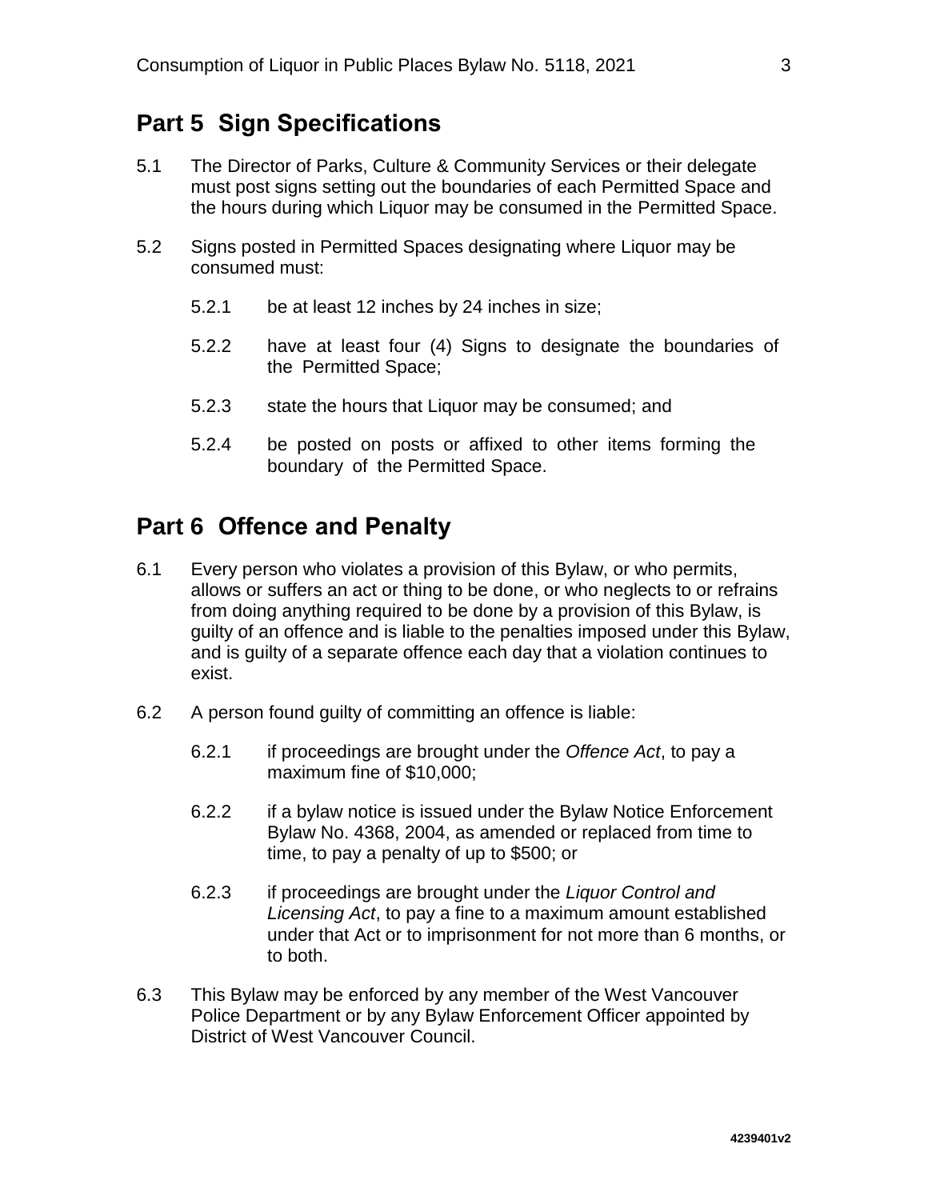## Part 5 Sign Specifications

5.1 The Director of Parks, Culture & Community Services or their delegate must post signs setting out the boundaries of each Permitted Space and the hours during which Liquor may be consumed in the Permitted Space.

5.2 Signs posted in Permitted Spaces designating where Liquor may be consumed must:

5.2.1 be at least 12 inches by 24 inches in size;

5.2.2 have at least four (4) Signs to designate the boundaries of the Permitted Space;

5.2.3 state the hours that Liquor may be consumed; and

5.2.4 be posted on posts or affixed to other items forming the boundary of the Permitted Space.

## Part 6 Offence and Penalty

6.1 Every person who violates a provision of this Bylaw, or who permits, allows or suffers an act or thing to be done, or who neglects to or refrains from doing anything required to be done by a provision of this Bylaw, is guilty of an offence and is liable to the penalties imposed under this Bylaw, and is guilty of a separate offence each day that a violation continues to exist.

6.2 A person found guilty of committing an offence is liable:

6.2.1 if proceedings are brought under the *Offence Act*, to pay a maximum fine of $10,000;

6.2.2 if a bylaw notice is issued under the Bylaw Notice Enforcement Bylaw No. 4368, 2004, as amended or replaced from time to time, to pay a penalty of up to $500; or

6.2.3 if proceedings are brought under the *Liquor Control and Licensing Act*, to pay a fine to a maximum amount established under that Act or to imprisonment for not more than 6 months, or to both.

6.3 This Bylaw may be enforced by any member of the West Vancouver Police Department or by any Bylaw Enforcement Officer appointed by District of West Vancouver Council.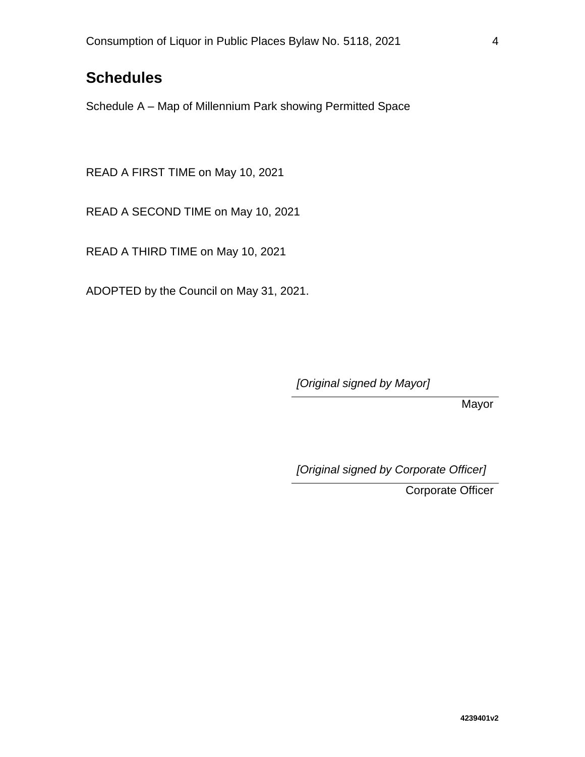## Schedules

Schedule A – Map of Millennium Park showing Permitted Space

READ A FIRST TIME on May 10, 2021

READ A SECOND TIME on May 10, 2021

READ A THIRD TIME on May 10, 2021

ADOPTED by the Council on May 31, 2021.

*[Original signed by Mayor]*

Mayor

*[Original signed by Corporate Officer]*

Corporate Officer

**4239401v2**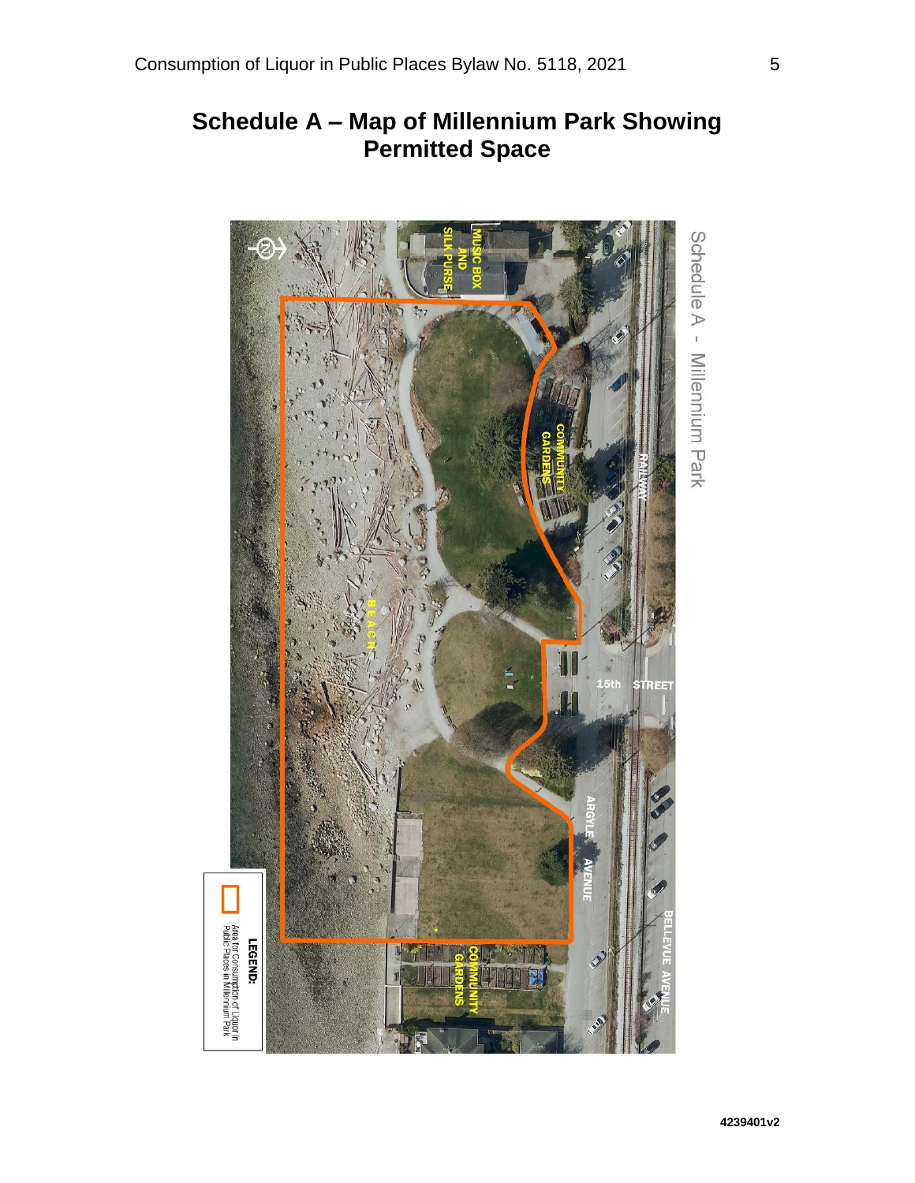## Schedule A – Map of Millennium Park Showing Permitted Space

Schedule A - Millennium Park

MUSIC BOX AND SILK PURSE

COMMUNITY GARDENS

RAILWAY

BEACH

15th STREET

ARGYLE AVENUE

BELLEVUE AVENUE

COMMUNITY GARDENS

LEGEND:
Area for Consumption of Liquor in Public Places in Millennium Park

4239401v2